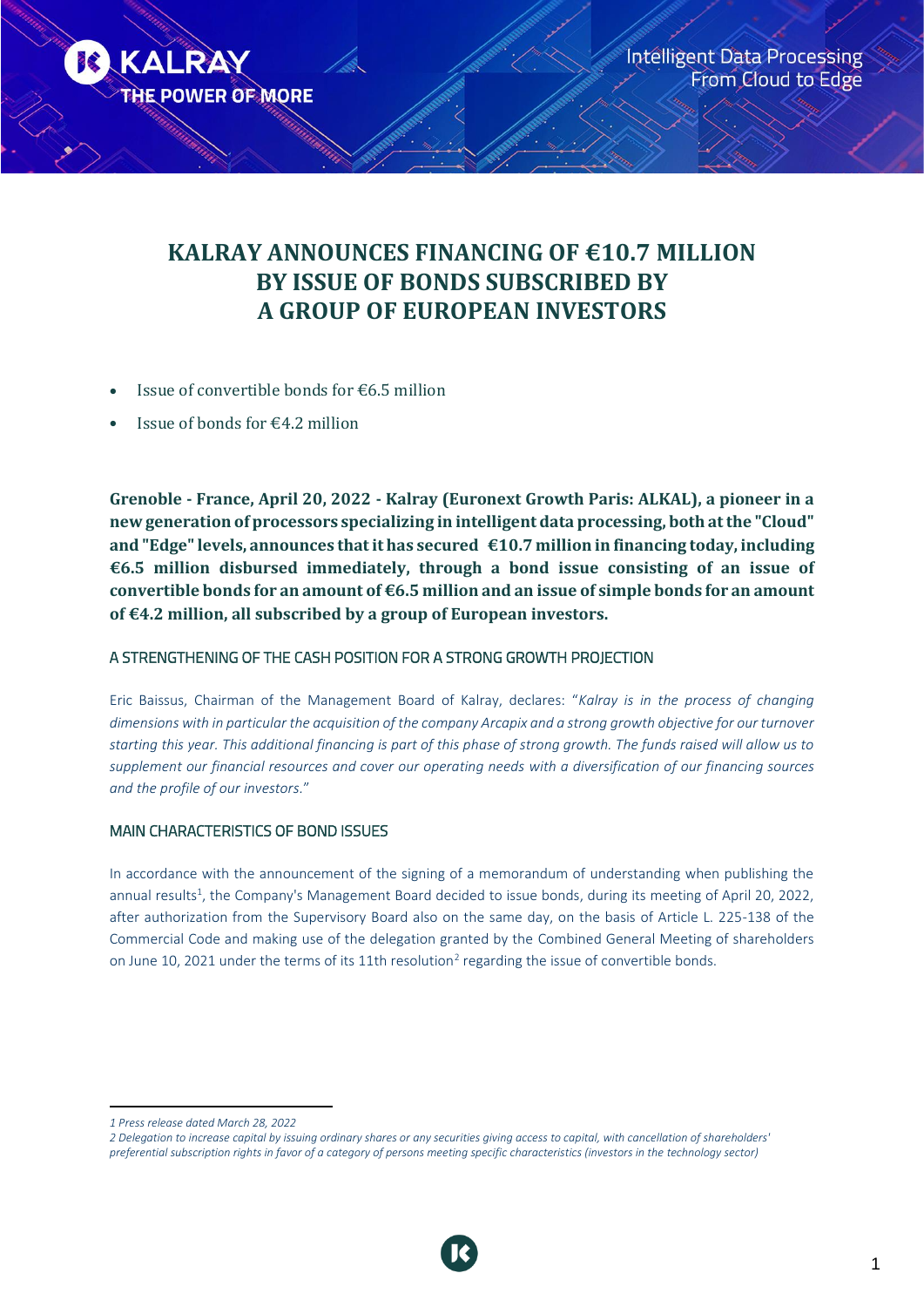# KALRAY ANNOUNCES FINANCING OF €10.7 MILLION BY ISSUE OF BONDS SUBSCRIBED BY A GROUP OF EUROPEAN INVESTORS

- Issue of convertible bonds for €6.5 million
- Issue of bonds for €4.2 million

**Grenoble - France, April 20, 2022 - Kalray (Euronext Growth Paris: ALKAL), a pioneer in a new generation of processors specializing in intelligent data processing, both at the "Cloud" and "Edge" levels, announces that it has secured €10.7 million in financing today, including €6.5 million disbursed immediately, through a bond issue consisting of an issue of convertible bonds for an amount of €6.5 million and an issue of simple bonds for an amount of €4.2 million, all subscribed by a group of European investors.**

## A STRENGTHENING OF THE CASH POSITION FOR A STRONG GROWTH PROJECTION

Eric Baissus, Chairman of the Management Board of Kalray, declares: "*Kalray is in the process of changing dimensions with in particular the acquisition of the company Arcapix and a strong growth objective for our turnover starting this year. This additional financing is part of this phase of strong growth. The funds raised will allow us to supplement our financial resources and cover our operating needs with a diversification of our financing sources and the profile of our investors.*"

## MAIN CHARACTERISTICS OF BOND ISSUES

In accordance with the announcement of the signing of a memorandum of understanding when publishing the annual results[1], the Company's Management Board decided to issue bonds, during its meeting of April 20, 2022, after authorization from the Supervisory Board also on the same day, on the basis of Article L. 225-138 of the Commercial Code and making use of the delegation granted by the Combined General Meeting of shareholders on June 10, 2021 under the terms of its 11th resolution[2] regarding the issue of convertible bonds.

*1 Press release dated March 28, 2022*

*2 Delegation to increase capital by issuing ordinary shares or any securities giving access to capital, with cancellation of shareholders' preferential subscription rights in favor of a category of persons meeting specific characteristics (investors in the technology sector)*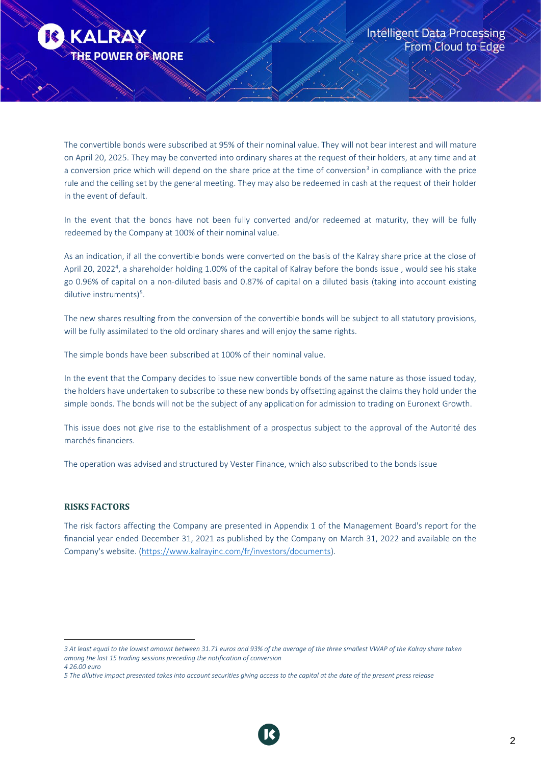The convertible bonds were subscribed at 95% of their nominal value. They will not bear interest and will mature on April 20, 2025. They may be converted into ordinary shares at the request of their holders, at any time and at a conversion price which will depend on the share price at the time of conversion[3] in compliance with the price rule and the ceiling set by the general meeting. They may also be redeemed in cash at the request of their holder in the event of default.

In the event that the bonds have not been fully converted and/or redeemed at maturity, they will be fully redeemed by the Company at 100% of their nominal value.

As an indication, if all the convertible bonds were converted on the basis of the Kalray share price at the close of April 20, 2022[4], a shareholder holding 1.00% of the capital of Kalray before the bonds issue , would see his stake go 0.96% of capital on a non-diluted basis and 0.87% of capital on a diluted basis (taking into account existing dilutive instruments)[5].

The new shares resulting from the conversion of the convertible bonds will be subject to all statutory provisions, will be fully assimilated to the old ordinary shares and will enjoy the same rights.

The simple bonds have been subscribed at 100% of their nominal value.

In the event that the Company decides to issue new convertible bonds of the same nature as those issued today, the holders have undertaken to subscribe to these new bonds by offsetting against the claims they hold under the simple bonds. The bonds will not be the subject of any application for admission to trading on Euronext Growth.

This issue does not give rise to the establishment of a prospectus subject to the approval of the Autorité des marchés financiers.

The operation was advised and structured by Vester Finance, which also subscribed to the bonds issue

**RISKS FACTORS**

The risk factors affecting the Company are presented in Appendix 1 of the Management Board's report for the financial year ended December 31, 2021 as published by the Company on March 31, 2022 and available on the Company's website. (https://www.kalrayinc.com/fr/investors/documents).

---

*3 At least equal to the lowest amount between 31.71 euros and 93% of the average of the three smallest VWAP of the Kalray share taken among the last 15 trading sessions preceding the notification of conversion*

*4 26.00 euro*

*5 The dilutive impact presented takes into account securities giving access to the capital at the date of the present press release*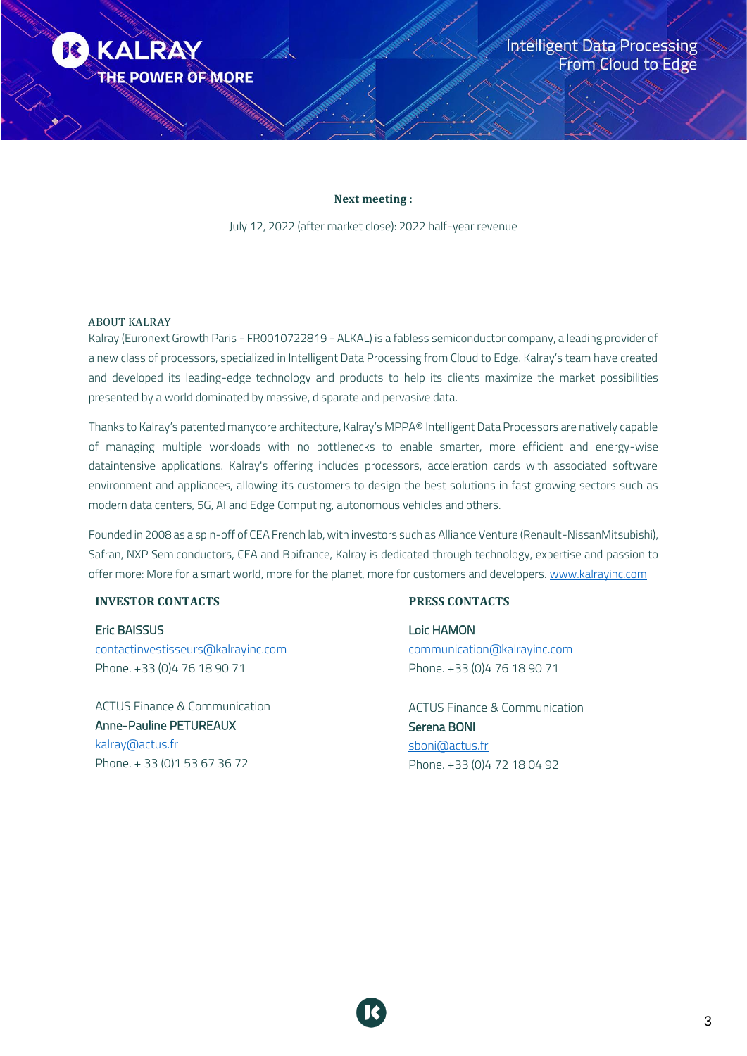**Next meeting :**

July 12, 2022 (after market close): 2022 half-year revenue

### ABOUT KALRAY

Kalray (Euronext Growth Paris - FR0010722819 - ALKAL) is a fabless semiconductor company, a leading provider of a new class of processors, specialized in Intelligent Data Processing from Cloud to Edge. Kalray's team have created and developed its leading-edge technology and products to help its clients maximize the market possibilities presented by a world dominated by massive, disparate and pervasive data.

Thanks to Kalray's patented manycore architecture, Kalray's MPPA® Intelligent Data Processors are natively capable of managing multiple workloads with no bottlenecks to enable smarter, more efficient and energy-wise dataintensive applications. Kalray's offering includes processors, acceleration cards with associated software environment and appliances, allowing its customers to design the best solutions in fast growing sectors such as modern data centers, 5G, AI and Edge Computing, autonomous vehicles and others.

Founded in 2008 as a spin-off of CEA French lab, with investors such as Alliance Venture (Renault-NissanMitsubishi), Safran, NXP Semiconductors, CEA and Bpifrance, Kalray is dedicated through technology, expertise and passion to offer more: More for a smart world, more for the planet, more for customers and developers. www.kalrayinc.com

**INVESTOR CONTACTS**

Eric BAISSUS
contactinvestisseurs@kalrayinc.com
Phone. +33 (0)4 76 18 90 71

ACTUS Finance & Communication
Anne-Pauline PETUREAUX
kalray@actus.fr
Phone. + 33 (0)1 53 67 36 72

**PRESS CONTACTS**

Loic HAMON
communication@kalrayinc.com
Phone. +33 (0)4 76 18 90 71

ACTUS Finance & Communication
Serena BONI
sboni@actus.fr
Phone. +33 (0)4 72 18 04 92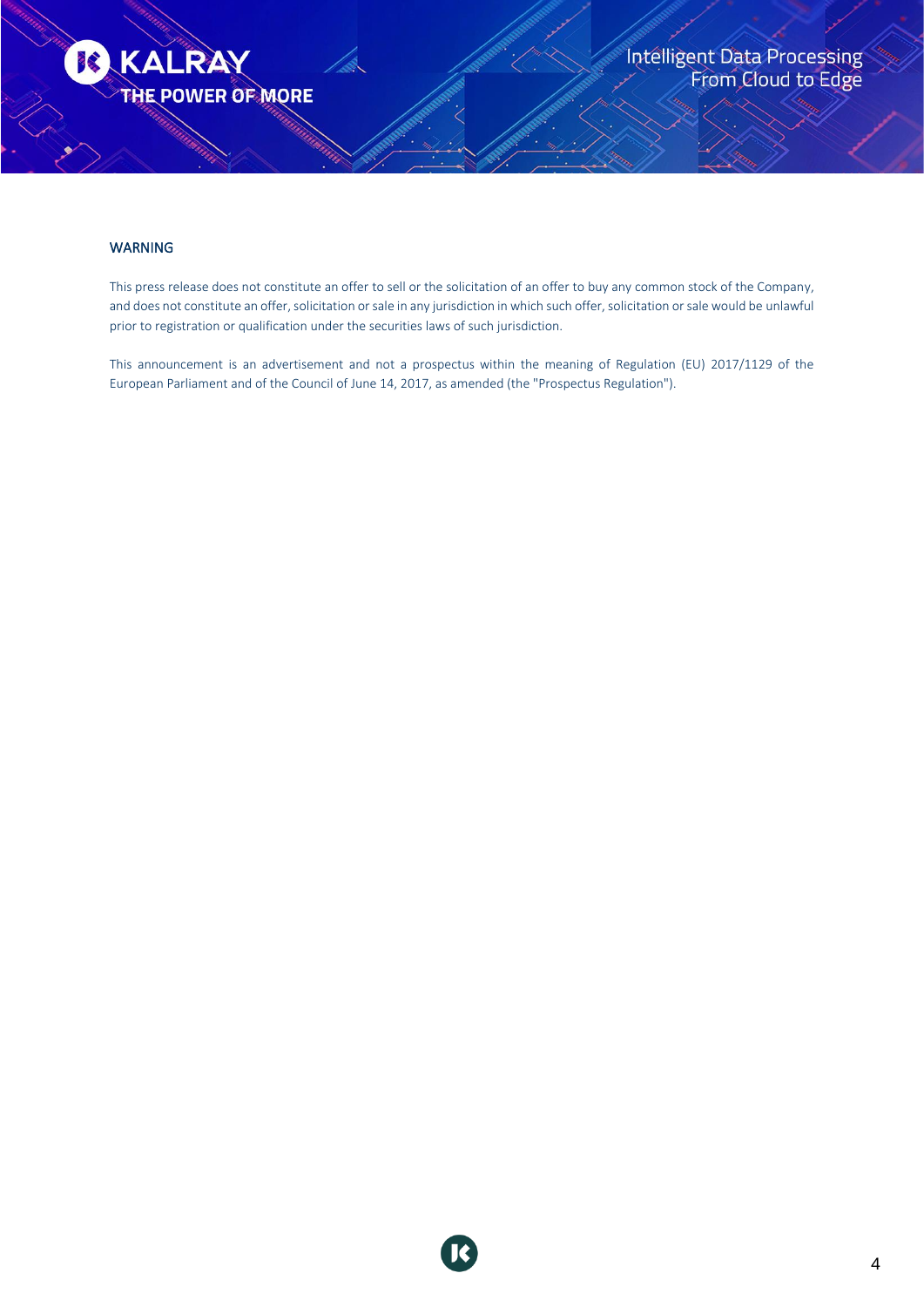## WARNING

This press release does not constitute an offer to sell or the solicitation of an offer to buy any common stock of the Company, and does not constitute an offer, solicitation or sale in any jurisdiction in which such offer, solicitation or sale would be unlawful prior to registration or qualification under the securities laws of such jurisdiction.

This announcement is an advertisement and not a prospectus within the meaning of Regulation (EU) 2017/1129 of the European Parliament and of the Council of June 14, 2017, as amended (the "Prospectus Regulation").